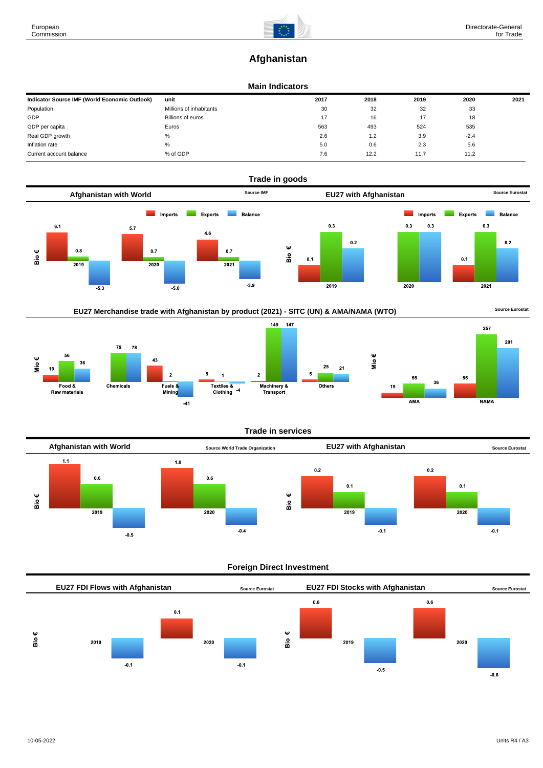# Afghanistan

## Main Indicators

| Indicator Source IMF (World Economic Outlook) | unit | 2017 | 2018 | 2019 | 2020 | 2021 |
|---|---|---|---|---|---|---|
| Population | Millions of inhabitants | 30 | 32 | 32 | 33 | |
| GDP | Billions of euros | 17 | 16 | 17 | 18 | |
| GDP per capita | Euros | 563 | 493 | 524 | 535 | |
| Real GDP growth | % | 2.6 | 1.2 | 3.9 | -2.4 | |
| Inflation rate | % | 5.0 | 0.6 | 2.3 | 5.6 | |
| Current account balance | % of GDP | 7.6 | 12.2 | 11.7 | 11.2 | |

## Trade in goods

### Afghanistan with World

Source IMF

Bio €

| | Imports | Exports | Balance |
|---|---|---|---|
| 2019 | 6.1 | 0.8 | -5.3 |
| 2020 | 5.7 | 0.7 | -5.0 |
| 2021 | 4.6 | 0.7 | -3.9 |

### EU27 with Afghanistan

Source Eurostat

Bio €

| | Imports | Exports | Balance |
|---|---|---|---|
| 2019 | 0.1 | 0.3 | 0.2 |
| 2020 | | 0.3 | 0.3 |
| 2021 | 0.1 | 0.3 | 0.2 |

### EU27 Merchandise trade with Afghanistan by product (2021) - SITC (UN) & AMA/NAMA (WTO)

Source Eurostat

Mio €

| | Imports | Exports | Balance |
|---|---|---|---|
| Food & Raw materials | 19 | 56 | 36 |
| Chemicals | | 79 | 78 |
| Fuels & Mining | 43 | 2 | -41 |
| Textiles & Clothing | 5 | 1 | -4 |
| Machinery & Transport | 2 | 149 | 147 |
| Others | 5 | 25 | 21 |

Mio €

| | Imports | Exports | Balance |
|---|---|---|---|
| AMA | 19 | 55 | 36 |
| NAMA | 55 | 257 | 201 |

## Trade in services

### Afghanistan with World

Source World Trade Organization

Bio €

| | Imports | Exports | Balance |
|---|---|---|---|
| 2019 | 1.1 | 0.6 | -0.5 |
| 2020 | 1.0 | 0.6 | -0.4 |

### EU27 with Afghanistan

Source Eurostat

Bio €

| | Imports | Exports | Balance |
|---|---|---|---|
| 2019 | 0.2 | 0.1 | -0.1 |
| 2020 | 0.2 | 0.1 | -0.1 |

## Foreign Direct Investment

### EU27 FDI Flows with Afghanistan

Source Eurostat

Bio €

| | Inward | Outward |
|---|---|---|
| 2019 | | -0.1 |
| 2020 | 0.1 | -0.1 |

### EU27 FDI Stocks with Afghanistan

Source Eurostat

Bio €

| | Inward | Outward |
|---|---|---|
| 2019 | 0.6 | -0.5 |
| 2020 | 0.6 | -0.6 |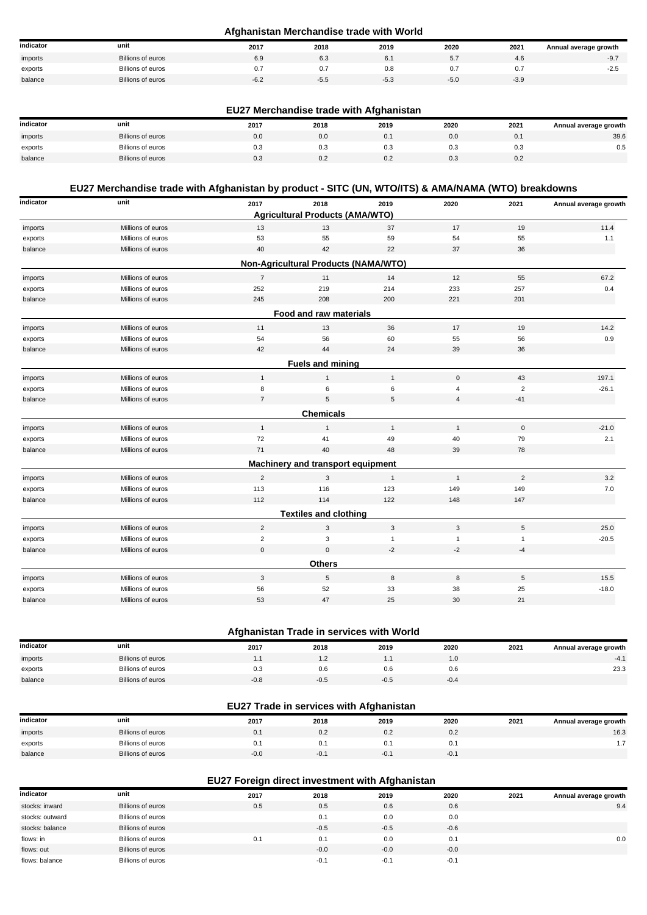## Afghanistan Merchandise trade with World

| indicator | unit | 2017 | 2018 | 2019 | 2020 | 2021 | Annual average growth |
|---|---|---|---|---|---|---|---|
| imports | Billions of euros | 6.9 | 6.3 | 6.1 | 5.7 | 4.6 | -9.7 |
| exports | Billions of euros | 0.7 | 0.7 | 0.8 | 0.7 | 0.7 | -2.5 |
| balance | Billions of euros | -6.2 | -5.5 | -5.3 | -5.0 | -3.9 | |

## EU27 Merchandise trade with Afghanistan

| indicator | unit | 2017 | 2018 | 2019 | 2020 | 2021 | Annual average growth |
|---|---|---|---|---|---|---|---|
| imports | Billions of euros | 0.0 | 0.0 | 0.1 | 0.0 | 0.1 | 39.6 |
| exports | Billions of euros | 0.3 | 0.3 | 0.3 | 0.3 | 0.3 | 0.5 |
| balance | Billions of euros | 0.3 | 0.2 | 0.2 | 0.3 | 0.2 | |

## EU27 Merchandise trade with Afghanistan by product - SITC (UN, WTO/ITS) & AMA/NAMA (WTO) breakdowns

| indicator | unit | 2017 | 2018 | 2019 | 2020 | 2021 | Annual average growth |
|---|---|---|---|---|---|---|---|
| **Agricultural Products (AMA/WTO)** | | | | | | | |
| imports | Millions of euros | 13 | 13 | 37 | 17 | 19 | 11.4 |
| exports | Millions of euros | 53 | 55 | 59 | 54 | 55 | 1.1 |
| balance | Millions of euros | 40 | 42 | 22 | 37 | 36 | |
| **Non-Agricultural Products (NAMA/WTO)** | | | | | | | |
| imports | Millions of euros | 7 | 11 | 14 | 12 | 55 | 67.2 |
| exports | Millions of euros | 252 | 219 | 214 | 233 | 257 | 0.4 |
| balance | Millions of euros | 245 | 208 | 200 | 221 | 201 | |
| **Food and raw materials** | | | | | | | |
| imports | Millions of euros | 11 | 13 | 36 | 17 | 19 | 14.2 |
| exports | Millions of euros | 54 | 56 | 60 | 55 | 56 | 0.9 |
| balance | Millions of euros | 42 | 44 | 24 | 39 | 36 | |
| **Fuels and mining** | | | | | | | |
| imports | Millions of euros | 1 | 1 | 1 | 0 | 43 | 197.1 |
| exports | Millions of euros | 8 | 6 | 6 | 4 | 2 | -26.1 |
| balance | Millions of euros | 7 | 5 | 5 | 4 | -41 | |
| **Chemicals** | | | | | | | |
| imports | Millions of euros | 1 | 1 | 1 | 1 | 0 | -21.0 |
| exports | Millions of euros | 72 | 41 | 49 | 40 | 79 | 2.1 |
| balance | Millions of euros | 71 | 40 | 48 | 39 | 78 | |
| **Machinery and transport equipment** | | | | | | | |
| imports | Millions of euros | 2 | 3 | 1 | 1 | 2 | 3.2 |
| exports | Millions of euros | 113 | 116 | 123 | 149 | 149 | 7.0 |
| balance | Millions of euros | 112 | 114 | 122 | 148 | 147 | |
| **Textiles and clothing** | | | | | | | |
| imports | Millions of euros | 2 | 3 | 3 | 3 | 5 | 25.0 |
| exports | Millions of euros | 2 | 3 | 1 | 1 | 1 | -20.5 |
| balance | Millions of euros | 0 | 0 | -2 | -2 | -4 | |
| **Others** | | | | | | | |
| imports | Millions of euros | 3 | 5 | 8 | 8 | 5 | 15.5 |
| exports | Millions of euros | 56 | 52 | 33 | 38 | 25 | -18.0 |
| balance | Millions of euros | 53 | 47 | 25 | 30 | 21 | |

## Afghanistan Trade in services with World

| indicator | unit | 2017 | 2018 | 2019 | 2020 | 2021 | Annual average growth |
|---|---|---|---|---|---|---|---|
| imports | Billions of euros | 1.1 | 1.2 | 1.1 | 1.0 | | -4.1 |
| exports | Billions of euros | 0.3 | 0.6 | 0.6 | 0.6 | | 23.3 |
| balance | Billions of euros | -0.8 | -0.5 | -0.5 | -0.4 | | |

## EU27 Trade in services with Afghanistan

| indicator | unit | 2017 | 2018 | 2019 | 2020 | 2021 | Annual average growth |
|---|---|---|---|---|---|---|---|
| imports | Billions of euros | 0.1 | 0.2 | 0.2 | 0.2 | | 16.3 |
| exports | Billions of euros | 0.1 | 0.1 | 0.1 | 0.1 | | 1.7 |
| balance | Billions of euros | -0.0 | -0.1 | -0.1 | -0.1 | | |

## EU27 Foreign direct investment with Afghanistan

| indicator | unit | 2017 | 2018 | 2019 | 2020 | 2021 | Annual average growth |
|---|---|---|---|---|---|---|---|
| stocks: inward | Billions of euros | 0.5 | 0.5 | 0.6 | 0.6 | | 9.4 |
| stocks: outward | Billions of euros | | 0.1 | 0.0 | 0.0 | | |
| stocks: balance | Billions of euros | | -0.5 | -0.5 | -0.6 | | |
| flows: in | Billions of euros | 0.1 | 0.1 | 0.0 | 0.1 | | 0.0 |
| flows: out | Billions of euros | | -0.0 | -0.0 | -0.0 | | |
| flows: balance | Billions of euros | | -0.1 | -0.1 | -0.1 | | |